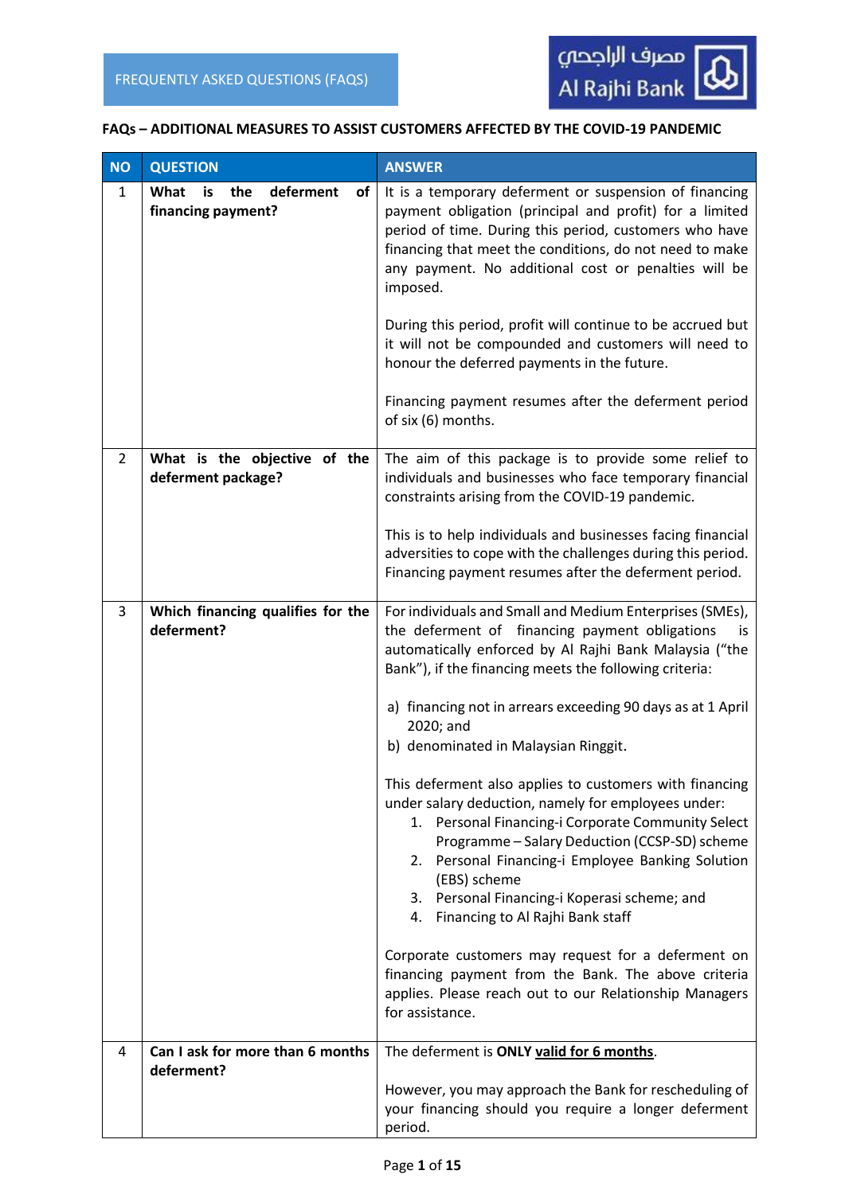FREQUENTLY ASKED QUESTIONS (FAQS)

مصرف الراجحي Al Rajhi Bank

## FAQs – ADDITIONAL MEASURES TO ASSIST CUSTOMERS AFFECTED BY THE COVID-19 PANDEMIC

| NO | QUESTION | ANSWER |
|---|---|---|
| 1 | **What is the deferment of financing payment?** | It is a temporary deferment or suspension of financing payment obligation (principal and profit) for a limited period of time. During this period, customers who have financing that meet the conditions, do not need to make any payment. No additional cost or penalties will be imposed.<br><br>During this period, profit will continue to be accrued but it will not be compounded and customers will need to honour the deferred payments in the future.<br><br>Financing payment resumes after the deferment period of six (6) months. |
| 2 | **What is the objective of the deferment package?** | The aim of this package is to provide some relief to individuals and businesses who face temporary financial constraints arising from the COVID-19 pandemic.<br><br>This is to help individuals and businesses facing financial adversities to cope with the challenges during this period. Financing payment resumes after the deferment period. |
| 3 | **Which financing qualifies for the deferment?** | For individuals and Small and Medium Enterprises (SMEs), the deferment of financing payment obligations is automatically enforced by Al Rajhi Bank Malaysia ("the Bank"), if the financing meets the following criteria:<br><br>a) financing not in arrears exceeding 90 days as at 1 April 2020; and<br>b) denominated in Malaysian Ringgit.<br><br>This deferment also applies to customers with financing under salary deduction, namely for employees under:<br>1. Personal Financing-i Corporate Community Select Programme – Salary Deduction (CCSP-SD) scheme<br>2. Personal Financing-i Employee Banking Solution (EBS) scheme<br>3. Personal Financing-i Koperasi scheme; and<br>4. Financing to Al Rajhi Bank staff<br><br>Corporate customers may request for a deferment on financing payment from the Bank. The above criteria applies. Please reach out to our Relationship Managers for assistance. |
| 4 | **Can I ask for more than 6 months deferment?** | The deferment is **ONLY** **<u>valid for 6 months</u>**.<br><br>However, you may approach the Bank for rescheduling of your financing should you require a longer deferment period. |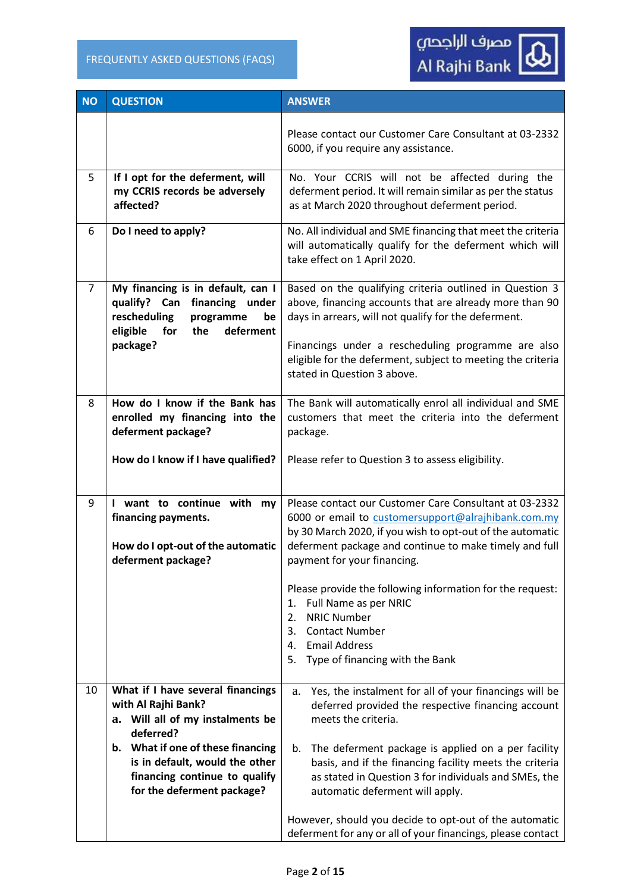| NO | QUESTION | ANSWER |
| --- | --- | --- |
| | | Please contact our Customer Care Consultant at 03-2332 6000, if you require any assistance. |
| 5 | **If I opt for the deferment, will my CCRIS records be adversely affected?** | No. Your CCRIS will not be affected during the deferment period. It will remain similar as per the status as at March 2020 throughout deferment period. |
| 6 | **Do I need to apply?** | No. All individual and SME financing that meet the criteria will automatically qualify for the deferment which will take effect on 1 April 2020. |
| 7 | **My financing is in default, can I qualify? Can financing under rescheduling programme be eligible for the deferment package?** | Based on the qualifying criteria outlined in Question 3 above, financing accounts that are already more than 90 days in arrears, will not qualify for the deferment.<br><br>Financings under a rescheduling programme are also eligible for the deferment, subject to meeting the criteria stated in Question 3 above. |
| 8 | **How do I know if the Bank has enrolled my financing into the deferment package?**<br><br>**How do I know if I have qualified?** | The Bank will automatically enrol all individual and SME customers that meet the criteria into the deferment package.<br><br>Please refer to Question 3 to assess eligibility. |
| 9 | **I want to continue with my financing payments.**<br><br>**How do I opt-out of the automatic deferment package?** | Please contact our Customer Care Consultant at 03-2332 6000 or email to customersupport@alrajhibank.com.my by 30 March 2020, if you wish to opt-out of the automatic deferment package and continue to make timely and full payment for your financing.<br><br>Please provide the following information for the request:<br>1. Full Name as per NRIC<br>2. NRIC Number<br>3. Contact Number<br>4. Email Address<br>5. Type of financing with the Bank |
| 10 | **What if I have several financings with Al Rajhi Bank?**<br>**a. Will all of my instalments be deferred?**<br>**b. What if one of these financing is in default, would the other financing continue to qualify for the deferment package?** | a. Yes, the instalment for all of your financings will be deferred provided the respective financing account meets the criteria.<br><br>b. The deferment package is applied on a per facility basis, and if the financing facility meets the criteria as stated in Question 3 for individuals and SMEs, the automatic deferment will apply.<br><br>However, should you decide to opt-out of the automatic deferment for any or all of your financings, please contact |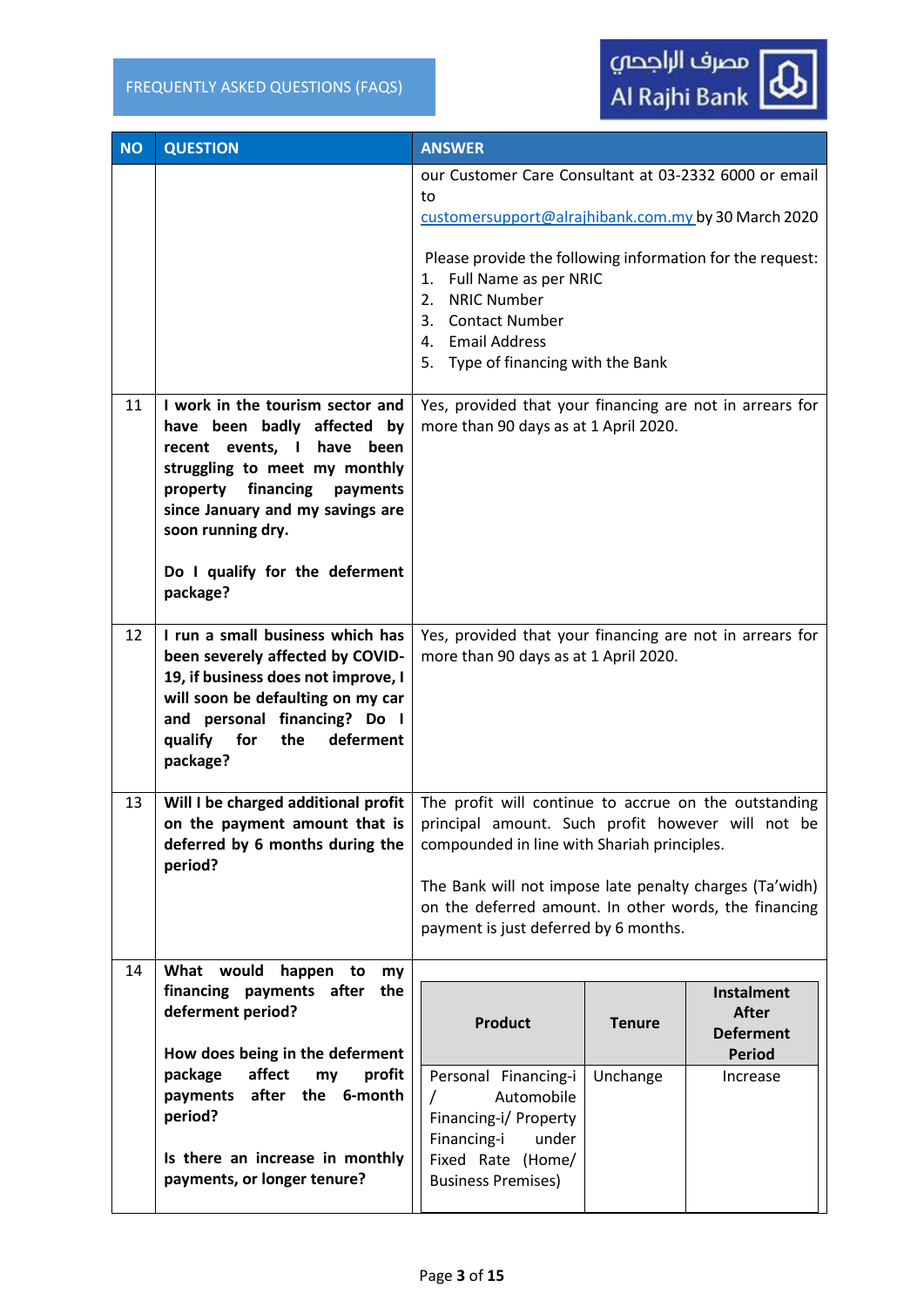| NO | QUESTION | ANSWER |
|---|---|---|
| | | our Customer Care Consultant at 03-2332 6000 or email to customersupport@alrajhibank.com.my by 30 March 2020<br><br>Please provide the following information for the request:<br>1. Full Name as per NRIC<br>2. NRIC Number<br>3. Contact Number<br>4. Email Address<br>5. Type of financing with the Bank |
| 11 | **I work in the tourism sector and have been badly affected by recent events, I have been struggling to meet my monthly property financing payments since January and my savings are soon running dry.**<br><br>**Do I qualify for the deferment package?** | Yes, provided that your financing are not in arrears for more than 90 days as at 1 April 2020. |
| 12 | **I run a small business which has been severely affected by COVID-19, if business does not improve, I will soon be defaulting on my car and personal financing? Do I qualify for the deferment package?** | Yes, provided that your financing are not in arrears for more than 90 days as at 1 April 2020. |
| 13 | **Will I be charged additional profit on the payment amount that is deferred by 6 months during the period?** | The profit will continue to accrue on the outstanding principal amount. Such profit however will not be compounded in line with Shariah principles.<br><br>The Bank will not impose late penalty charges (Ta'widh) on the deferred amount. In other words, the financing payment is just deferred by 6 months. |
| 14 | **What would happen to my financing payments after the deferment period?**<br><br>**How does being in the deferment package affect my profit payments after the 6-month period?**<br><br>**Is there an increase in monthly payments, or longer tenure?** | **Product** / **Tenure** / **Instalment After Deferment Period**<br>Personal Financing-i / Automobile Financing-i/ Property Financing-i under Fixed Rate (Home/ Business Premises) / Unchange / Increase |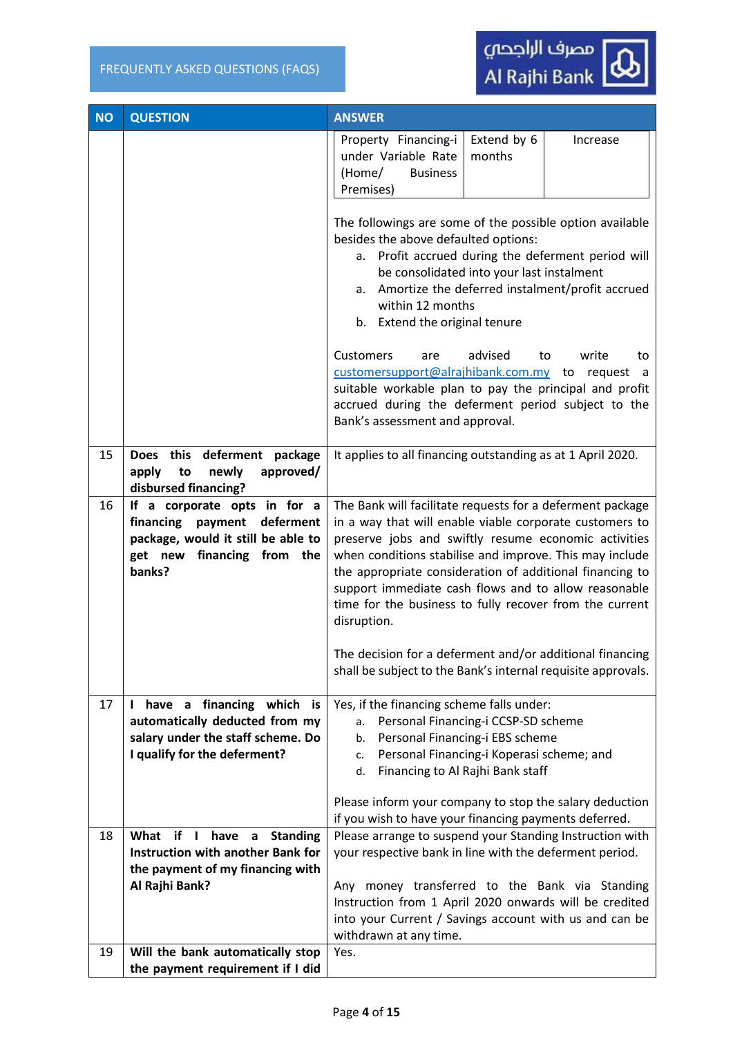| NO | QUESTION | ANSWER |
|---|---|---|
| | | Property Financing-i under Variable Rate (Home/ Business Premises) — Extend by 6 months — Increase<br><br>The followings are some of the possible option available besides the above defaulted options:<br>a. Profit accrued during the deferment period will be consolidated into your last instalment<br>a. Amortize the deferred instalment/profit accrued within 12 months<br>b. Extend the original tenure<br><br>Customers are advised to write to customersupport@alrajhibank.com.my to request a suitable workable plan to pay the principal and profit accrued during the deferment period subject to the Bank's assessment and approval. |
| 15 | **Does this deferment package apply to newly approved/ disbursed financing?** | It applies to all financing outstanding as at 1 April 2020. |
| 16 | **If a corporate opts in for a financing payment deferment package, would it still be able to get new financing from the banks?** | The Bank will facilitate requests for a deferment package in a way that will enable viable corporate customers to preserve jobs and swiftly resume economic activities when conditions stabilise and improve. This may include the appropriate consideration of additional financing to support immediate cash flows and to allow reasonable time for the business to fully recover from the current disruption.<br><br>The decision for a deferment and/or additional financing shall be subject to the Bank's internal requisite approvals. |
| 17 | **I have a financing which is automatically deducted from my salary under the staff scheme. Do I qualify for the deferment?** | Yes, if the financing scheme falls under:<br>a. Personal Financing-i CCSP-SD scheme<br>b. Personal Financing-i EBS scheme<br>c. Personal Financing-i Koperasi scheme; and<br>d. Financing to Al Rajhi Bank staff<br><br>Please inform your company to stop the salary deduction if you wish to have your financing payments deferred. |
| 18 | **What if I have a Standing Instruction with another Bank for the payment of my financing with Al Rajhi Bank?** | Please arrange to suspend your Standing Instruction with your respective bank in line with the deferment period.<br><br>Any money transferred to the Bank via Standing Instruction from 1 April 2020 onwards will be credited into your Current / Savings account with us and can be withdrawn at any time. |
| 19 | **Will the bank automatically stop the payment requirement if I did** | Yes. |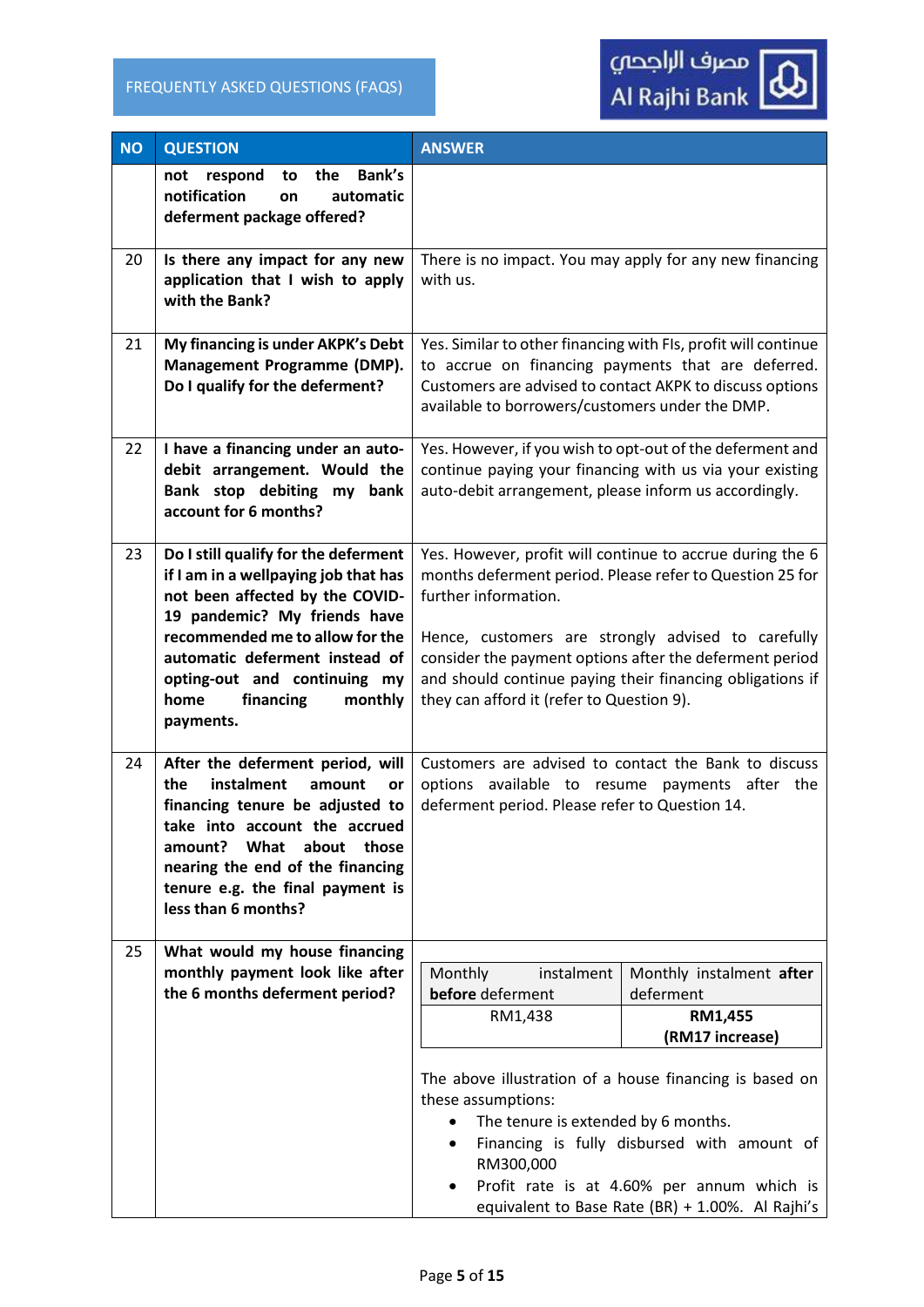| NO | QUESTION | ANSWER |
|---|---|---|
| | **not respond to the Bank's notification on automatic deferment package offered?** | |
| 20 | **Is there any impact for any new application that I wish to apply with the Bank?** | There is no impact. You may apply for any new financing with us. |
| 21 | **My financing is under AKPK's Debt Management Programme (DMP). Do I qualify for the deferment?** | Yes. Similar to other financing with FIs, profit will continue to accrue on financing payments that are deferred. Customers are advised to contact AKPK to discuss options available to borrowers/customers under the DMP. |
| 22 | **I have a financing under an auto-debit arrangement. Would the Bank stop debiting my bank account for 6 months?** | Yes. However, if you wish to opt-out of the deferment and continue paying your financing with us via your existing auto-debit arrangement, please inform us accordingly. |
| 23 | **Do I still qualify for the deferment if I am in a wellpaying job that has not been affected by the COVID-19 pandemic? My friends have recommended me to allow for the automatic deferment instead of opting-out and continuing my home financing monthly payments.** | Yes. However, profit will continue to accrue during the 6 months deferment period. Please refer to Question 25 for further information.<br><br>Hence, customers are strongly advised to carefully consider the payment options after the deferment period and should continue paying their financing obligations if they can afford it (refer to Question 9). |
| 24 | **After the deferment period, will the instalment amount or financing tenure be adjusted to take into account the accrued amount? What about those nearing the end of the financing tenure e.g. the final payment is less than 6 months?** | Customers are advised to contact the Bank to discuss options available to resume payments after the deferment period. Please refer to Question 14. |
| 25 | **What would my house financing monthly payment look like after the 6 months deferment period?** | Monthly instalment **before** deferment: RM1,438<br>Monthly instalment **after** deferment: **RM1,455 (RM17 increase)**<br><br>The above illustration of a house financing is based on these assumptions:<br>• The tenure is extended by 6 months.<br>• Financing is fully disbursed with amount of RM300,000<br>• Profit rate is at 4.60% per annum which is equivalent to Base Rate (BR) + 1.00%. Al Rajhi's |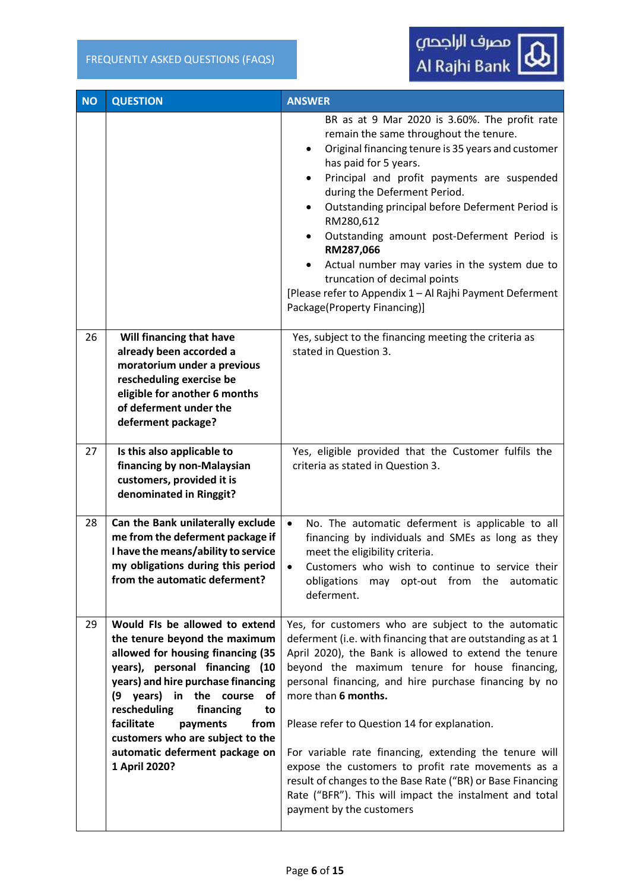| NO | QUESTION | ANSWER |
|---|---|---|
| | | BR as at 9 Mar 2020 is 3.60%. The profit rate remain the same throughout the tenure.<br>• Original financing tenure is 35 years and customer has paid for 5 years.<br>• Principal and profit payments are suspended during the Deferment Period.<br>• Outstanding principal before Deferment Period is RM280,612<br>• Outstanding amount post-Deferment Period is **RM287,066**<br>• Actual number may varies in the system due to truncation of decimal points<br>[Please refer to Appendix 1 – Al Rajhi Payment Deferment Package(Property Financing)] |
| 26 | **Will financing that have already been accorded a moratorium under a previous rescheduling exercise be eligible for another 6 months of deferment under the deferment package?** | Yes, subject to the financing meeting the criteria as stated in Question 3. |
| 27 | **Is this also applicable to financing by non-Malaysian customers, provided it is denominated in Ringgit?** | Yes, eligible provided that the Customer fulfils the criteria as stated in Question 3. |
| 28 | **Can the Bank unilaterally exclude me from the deferment package if I have the means/ability to service my obligations during this period from the automatic deferment?** | • No. The automatic deferment is applicable to all financing by individuals and SMEs as long as they meet the eligibility criteria.<br>• Customers who wish to continue to service their obligations may opt-out from the automatic deferment. |
| 29 | **Would FIs be allowed to extend the tenure beyond the maximum allowed for housing financing (35 years), personal financing (10 years) and hire purchase financing (9 years) in the course of rescheduling financing to facilitate payments from customers who are subject to the automatic deferment package on 1 April 2020?** | Yes, for customers who are subject to the automatic deferment (i.e. with financing that are outstanding as at 1 April 2020), the Bank is allowed to extend the tenure beyond the maximum tenure for house financing, personal financing, and hire purchase financing by no more than **6 months.**<br><br>Please refer to Question 14 for explanation.<br><br>For variable rate financing, extending the tenure will expose the customers to profit rate movements as a result of changes to the Base Rate ("BR) or Base Financing Rate ("BFR"). This will impact the instalment and total payment by the customers |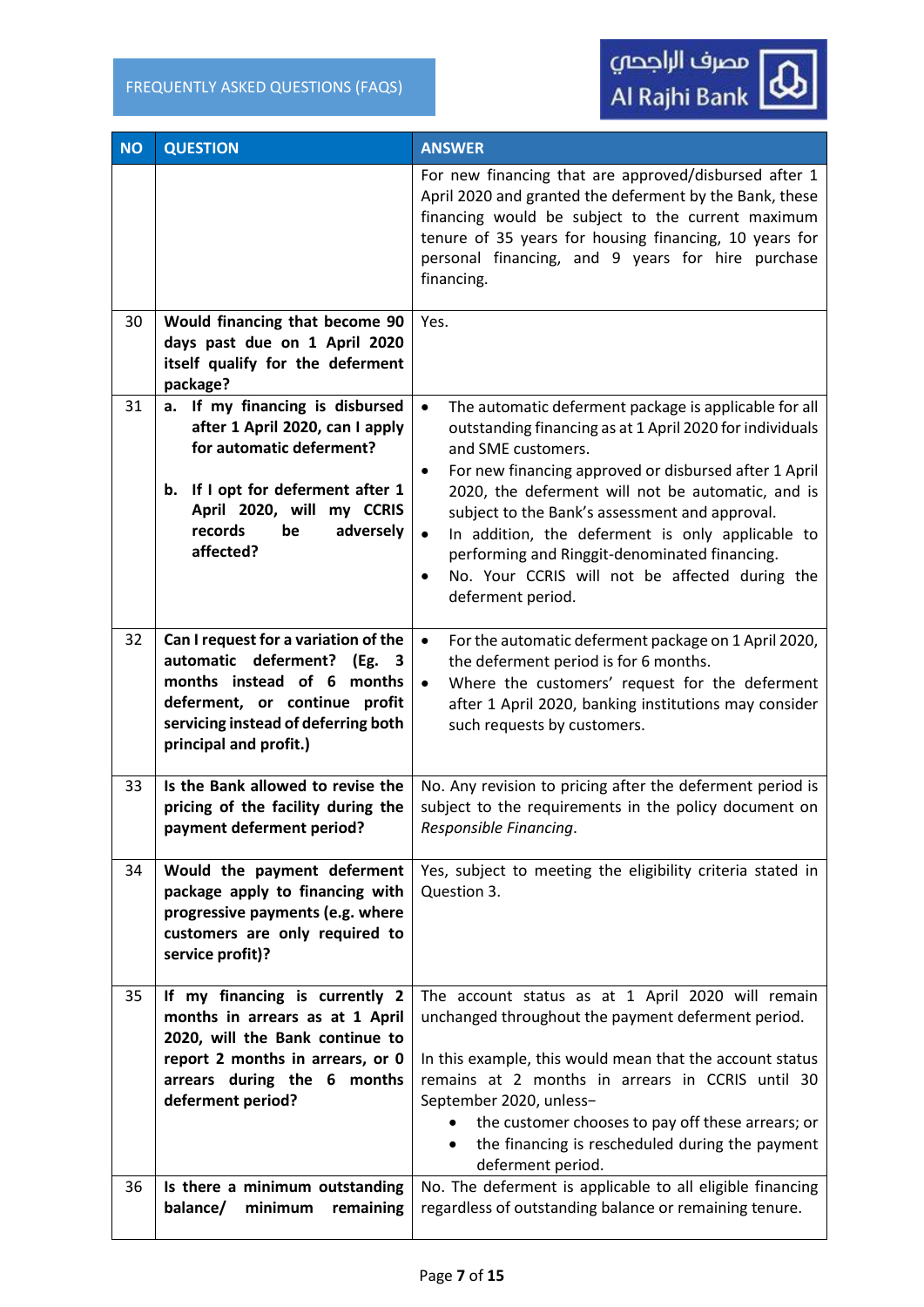| NO | QUESTION | ANSWER |
|---|---|---|
| | | For new financing that are approved/disbursed after 1 April 2020 and granted the deferment by the Bank, these financing would be subject to the current maximum tenure of 35 years for housing financing, 10 years for personal financing, and 9 years for hire purchase financing. |
| 30 | **Would financing that become 90 days past due on 1 April 2020 itself qualify for the deferment package?** | Yes. |
| 31 | **a. If my financing is disbursed after 1 April 2020, can I apply for automatic deferment?**<br><br>**b. If I opt for deferment after 1 April 2020, will my CCRIS records be adversely affected?** | • The automatic deferment package is applicable for all outstanding financing as at 1 April 2020 for individuals and SME customers.<br>• For new financing approved or disbursed after 1 April 2020, the deferment will not be automatic, and is subject to the Bank's assessment and approval.<br>• In addition, the deferment is only applicable to performing and Ringgit-denominated financing.<br>• No. Your CCRIS will not be affected during the deferment period. |
| 32 | **Can I request for a variation of the automatic deferment? (Eg. 3 months instead of 6 months deferment, or continue profit servicing instead of deferring both principal and profit.)** | • For the automatic deferment package on 1 April 2020, the deferment period is for 6 months.<br>• Where the customers' request for the deferment after 1 April 2020, banking institutions may consider such requests by customers. |
| 33 | **Is the Bank allowed to revise the pricing of the facility during the payment deferment period?** | No. Any revision to pricing after the deferment period is subject to the requirements in the policy document on *Responsible Financing*. |
| 34 | **Would the payment deferment package apply to financing with progressive payments (e.g. where customers are only required to service profit)?** | Yes, subject to meeting the eligibility criteria stated in Question 3. |
| 35 | **If my financing is currently 2 months in arrears as at 1 April 2020, will the Bank continue to report 2 months in arrears, or 0 arrears during the 6 months deferment period?** | The account status as at 1 April 2020 will remain unchanged throughout the payment deferment period.<br><br>In this example, this would mean that the account status remains at 2 months in arrears in CCRIS until 30 September 2020, unless−<br>• the customer chooses to pay off these arrears; or<br>• the financing is rescheduled during the payment deferment period. |
| 36 | **Is there a minimum outstanding balance/ minimum remaining** | No. The deferment is applicable to all eligible financing regardless of outstanding balance or remaining tenure. |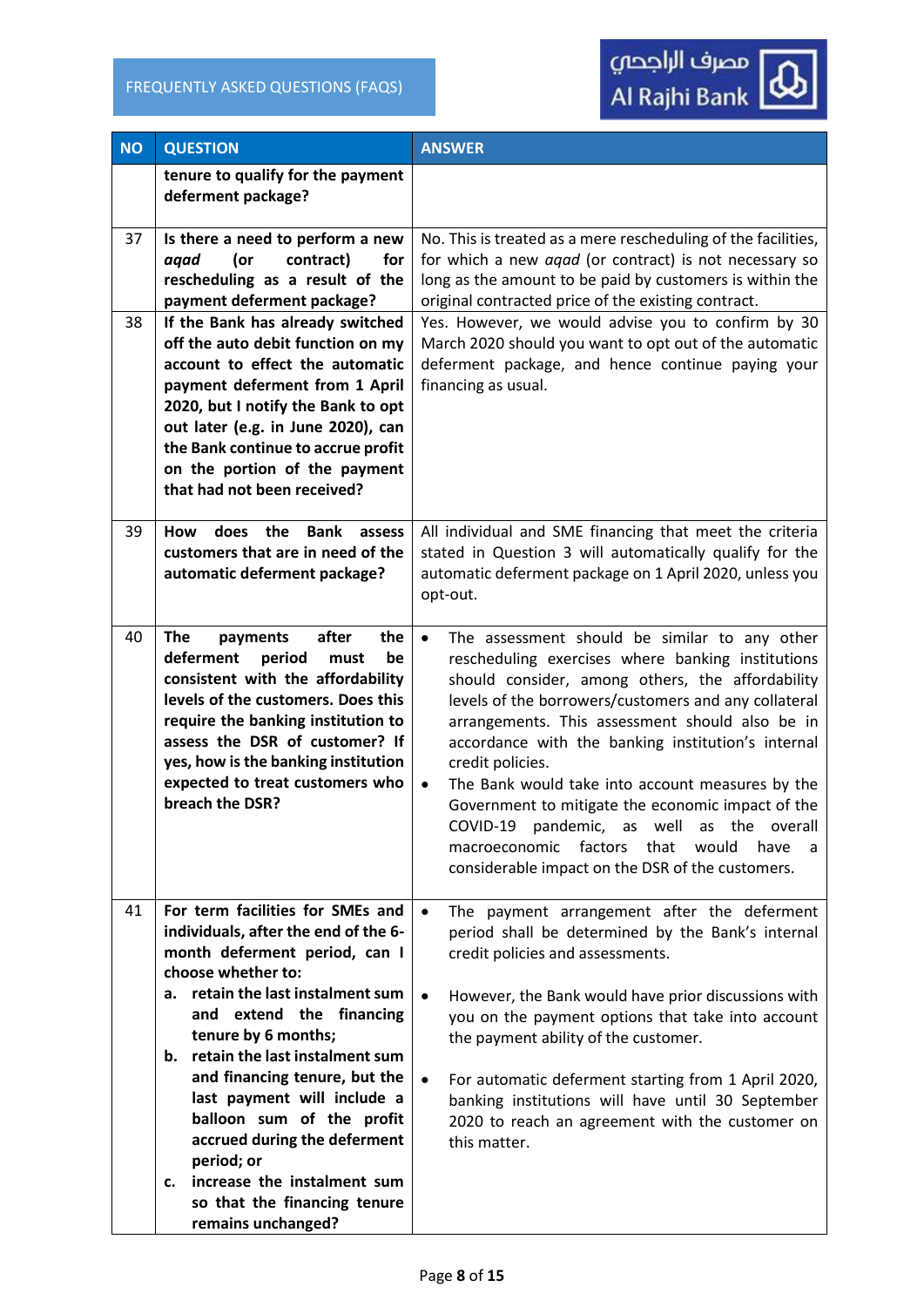| NO | QUESTION | ANSWER |
|---|---|---|
| | **tenure to qualify for the payment deferment package?** | |
| 37 | **Is there a need to perform a new *aqad* (or contract) for rescheduling as a result of the payment deferment package?** | No. This is treated as a mere rescheduling of the facilities, for which a new *aqad* (or contract) is not necessary so long as the amount to be paid by customers is within the original contracted price of the existing contract. |
| 38 | **If the Bank has already switched off the auto debit function on my account to effect the automatic payment deferment from 1 April 2020, but I notify the Bank to opt out later (e.g. in June 2020), can the Bank continue to accrue profit on the portion of the payment that had not been received?** | Yes. However, we would advise you to confirm by 30 March 2020 should you want to opt out of the automatic deferment package, and hence continue paying your financing as usual. |
| 39 | **How does the Bank assess customers that are in need of the automatic deferment package?** | All individual and SME financing that meet the criteria stated in Question 3 will automatically qualify for the automatic deferment package on 1 April 2020, unless you opt-out. |
| 40 | **The payments after the deferment period must be consistent with the affordability levels of the customers. Does this require the banking institution to assess the DSR of customer? If yes, how is the banking institution expected to treat customers who breach the DSR?** | • The assessment should be similar to any other rescheduling exercises where banking institutions should consider, among others, the affordability levels of the borrowers/customers and any collateral arrangements. This assessment should also be in accordance with the banking institution's internal credit policies.<br>• The Bank would take into account measures by the Government to mitigate the economic impact of the COVID-19 pandemic, as well as the overall macroeconomic factors that would have a considerable impact on the DSR of the customers. |
| 41 | **For term facilities for SMEs and individuals, after the end of the 6-month deferment period, can I choose whether to:**<br>**a. retain the last instalment sum and extend the financing tenure by 6 months;**<br>**b. retain the last instalment sum and financing tenure, but the last payment will include a balloon sum of the profit accrued during the deferment period; or**<br>**c. increase the instalment sum so that the financing tenure remains unchanged?** | • The payment arrangement after the deferment period shall be determined by the Bank's internal credit policies and assessments.<br>• However, the Bank would have prior discussions with you on the payment options that take into account the payment ability of the customer.<br>• For automatic deferment starting from 1 April 2020, banking institutions will have until 30 September 2020 to reach an agreement with the customer on this matter. |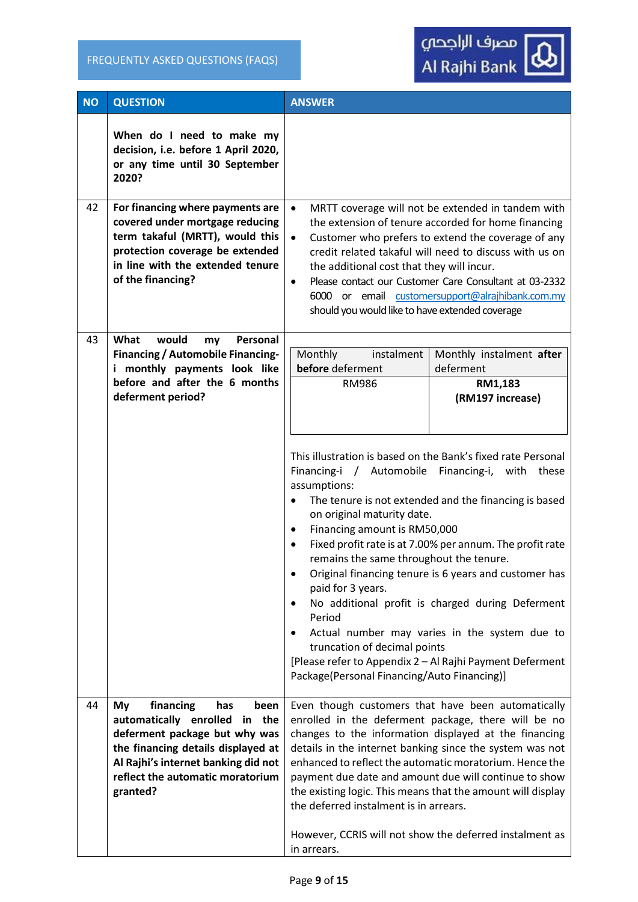| NO | QUESTION | ANSWER |
|---|---|---|
| | **When do I need to make my decision, i.e. before 1 April 2020, or any time until 30 September 2020?** | |
| 42 | **For financing where payments are covered under mortgage reducing term takaful (MRTT), would this protection coverage be extended in line with the extended tenure of the financing?** | • MRTT coverage will not be extended in tandem with the extension of tenure accorded for home financing<br>• Customer who prefers to extend the coverage of any credit related takaful will need to discuss with us on the additional cost that they will incur.<br>• Please contact our Customer Care Consultant at 03-2332 6000 or email customersupport@alrajhibank.com.my should you would like to have extended coverage |
| 43 | **What would my Personal Financing / Automobile Financing-i monthly payments look like before and after the 6 months deferment period?** | Monthly instalment **before** deferment: RM986<br>Monthly instalment **after** deferment: **RM1,183 (RM197 increase)**<br><br>This illustration is based on the Bank's fixed rate Personal Financing-i / Automobile Financing-i, with these assumptions:<br>• The tenure is not extended and the financing is based on original maturity date.<br>• Financing amount is RM50,000<br>• Fixed profit rate is at 7.00% per annum. The profit rate remains the same throughout the tenure.<br>• Original financing tenure is 6 years and customer has paid for 3 years.<br>• No additional profit is charged during Deferment Period<br>• Actual number may varies in the system due to truncation of decimal points<br><br>[Please refer to Appendix 2 – Al Rajhi Payment Deferment Package(Personal Financing/Auto Financing)] |
| 44 | **My financing has been automatically enrolled in the deferment package but why was the financing details displayed at Al Rajhi's internet banking did not reflect the automatic moratorium granted?** | Even though customers that have been automatically enrolled in the deferment package, there will be no changes to the information displayed at the financing details in the internet banking since the system was not enhanced to reflect the automatic moratorium. Hence the payment due date and amount due will continue to show the existing logic. This means that the amount will display the deferred instalment is in arrears.<br><br>However, CCRIS will not show the deferred instalment as in arrears. |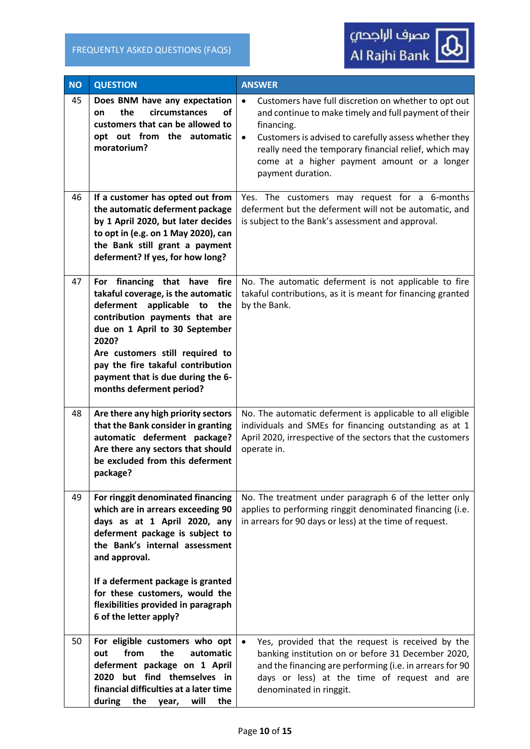FREQUENTLY ASKED QUESTIONS (FAQS)

| NO | QUESTION | ANSWER |
|---|---|---|
| 45 | **Does BNM have any expectation on the circumstances of customers that can be allowed to opt out from the automatic moratorium?** | • Customers have full discretion on whether to opt out and continue to make timely and full payment of their financing.<br>• Customers is advised to carefully assess whether they really need the temporary financial relief, which may come at a higher payment amount or a longer payment duration. |
| 46 | **If a customer has opted out from the automatic deferment package by 1 April 2020, but later decides to opt in (e.g. on 1 May 2020), can the Bank still grant a payment deferment? If yes, for how long?** | Yes. The customers may request for a 6-months deferment but the deferment will not be automatic, and is subject to the Bank's assessment and approval. |
| 47 | **For financing that have fire takaful coverage, is the automatic deferment applicable to the contribution payments that are due on 1 April to 30 September 2020?**<br>**Are customers still required to pay the fire takaful contribution payment that is due during the 6-months deferment period?** | No. The automatic deferment is not applicable to fire takaful contributions, as it is meant for financing granted by the Bank. |
| 48 | **Are there any high priority sectors that the Bank consider in granting automatic deferment package? Are there any sectors that should be excluded from this deferment package?** | No. The automatic deferment is applicable to all eligible individuals and SMEs for financing outstanding as at 1 April 2020, irrespective of the sectors that the customers operate in. |
| 49 | **For ringgit denominated financing which are in arrears exceeding 90 days as at 1 April 2020, any deferment package is subject to the Bank's internal assessment and approval.**<br><br>**If a deferment package is granted for these customers, would the flexibilities provided in paragraph 6 of the letter apply?** | No. The treatment under paragraph 6 of the letter only applies to performing ringgit denominated financing (i.e. in arrears for 90 days or less) at the time of request. |
| 50 | **For eligible customers who opt out from the automatic deferment package on 1 April 2020 but find themselves in financial difficulties at a later time during the year, will the** | • Yes, provided that the request is received by the banking institution on or before 31 December 2020, and the financing are performing (i.e. in arrears for 90 days or less) at the time of request and are denominated in ringgit. |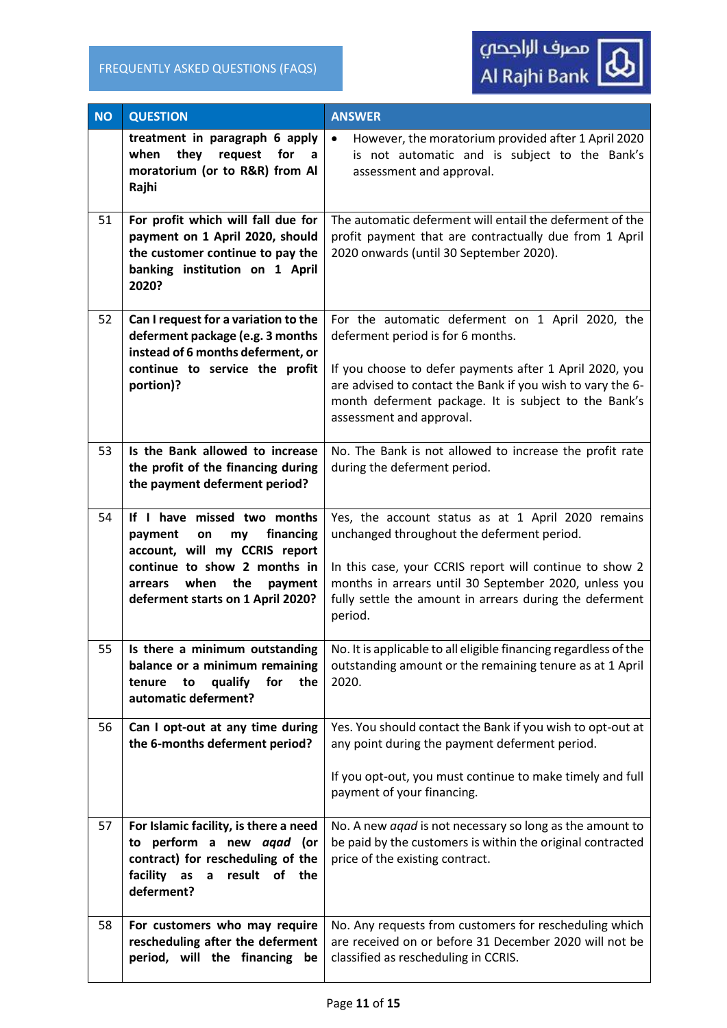| NO | QUESTION | ANSWER |
|---|---|---|
| | **treatment in paragraph 6 apply when they request for a moratorium (or to R&R) from Al Rajhi** | • However, the moratorium provided after 1 April 2020 is not automatic and is subject to the Bank's assessment and approval. |
| 51 | **For profit which will fall due for payment on 1 April 2020, should the customer continue to pay the banking institution on 1 April 2020?** | The automatic deferment will entail the deferment of the profit payment that are contractually due from 1 April 2020 onwards (until 30 September 2020). |
| 52 | **Can I request for a variation to the deferment package (e.g. 3 months instead of 6 months deferment, or continue to service the profit portion)?** | For the automatic deferment on 1 April 2020, the deferment period is for 6 months.<br><br>If you choose to defer payments after 1 April 2020, you are advised to contact the Bank if you wish to vary the 6-month deferment package. It is subject to the Bank's assessment and approval. |
| 53 | **Is the Bank allowed to increase the profit of the financing during the payment deferment period?** | No. The Bank is not allowed to increase the profit rate during the deferment period. |
| 54 | **If I have missed two months payment on my financing account, will my CCRIS report continue to show 2 months in arrears when the payment deferment starts on 1 April 2020?** | Yes, the account status as at 1 April 2020 remains unchanged throughout the deferment period.<br><br>In this case, your CCRIS report will continue to show 2 months in arrears until 30 September 2020, unless you fully settle the amount in arrears during the deferment period. |
| 55 | **Is there a minimum outstanding balance or a minimum remaining tenure to qualify for the automatic deferment?** | No. It is applicable to all eligible financing regardless of the outstanding amount or the remaining tenure as at 1 April 2020. |
| 56 | **Can I opt-out at any time during the 6-months deferment period?** | Yes. You should contact the Bank if you wish to opt-out at any point during the payment deferment period.<br><br>If you opt-out, you must continue to make timely and full payment of your financing. |
| 57 | **For Islamic facility, is there a need to perform a new *aqad* (or contract) for rescheduling of the facility as a result of the deferment?** | No. A new *aqad* is not necessary so long as the amount to be paid by the customers is within the original contracted price of the existing contract. |
| 58 | **For customers who may require rescheduling after the deferment period, will the financing be** | No. Any requests from customers for rescheduling which are received on or before 31 December 2020 will not be classified as rescheduling in CCRIS. |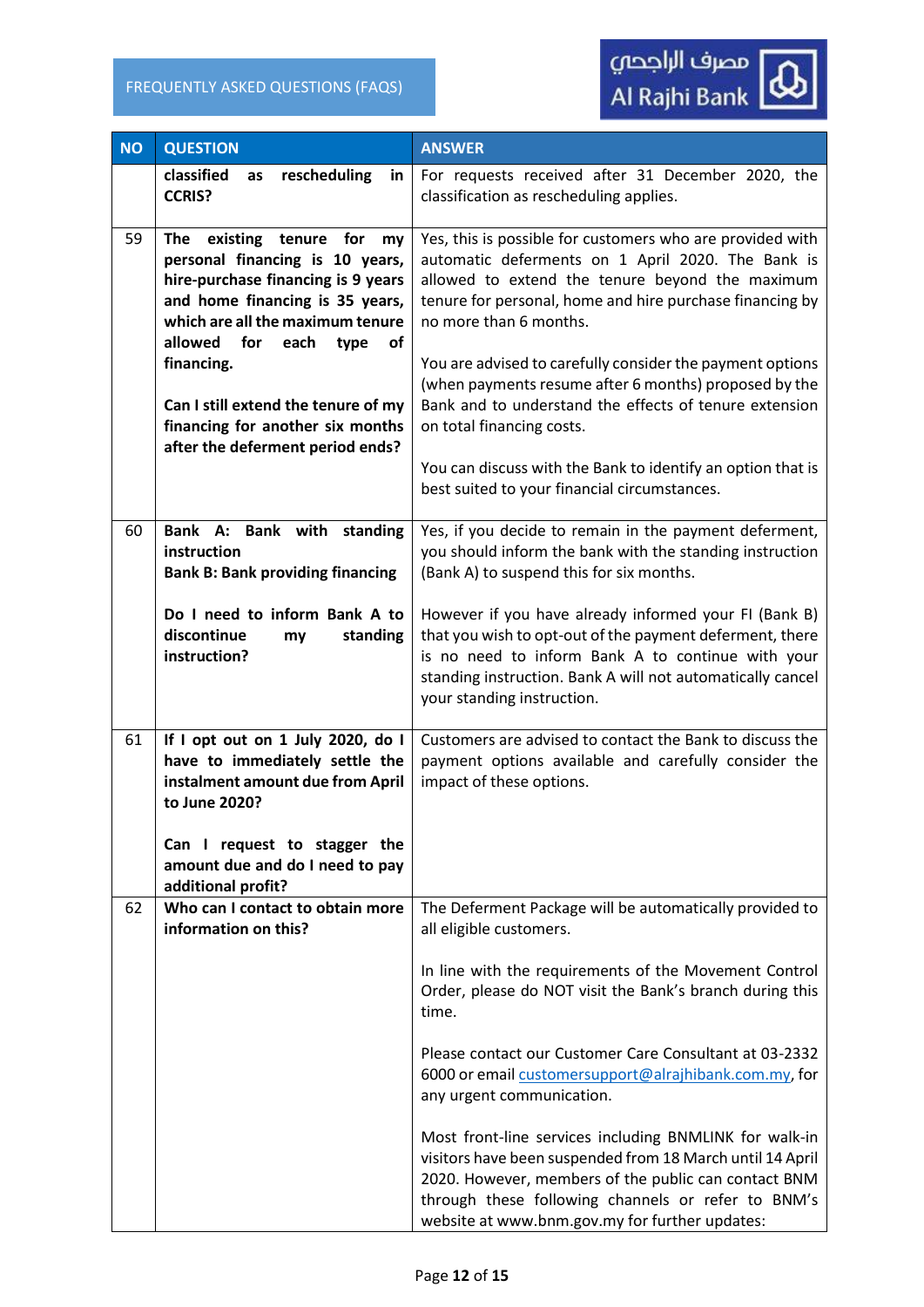| NO | QUESTION | ANSWER |
|---|---|---|
| | **classified as rescheduling in CCRIS?** | For requests received after 31 December 2020, the classification as rescheduling applies. |
| 59 | **The existing tenure for my personal financing is 10 years, hire-purchase financing is 9 years and home financing is 35 years, which are all the maximum tenure allowed for each type of financing.**<br><br>**Can I still extend the tenure of my financing for another six months after the deferment period ends?** | Yes, this is possible for customers who are provided with automatic deferments on 1 April 2020. The Bank is allowed to extend the tenure beyond the maximum tenure for personal, home and hire purchase financing by no more than 6 months.<br><br>You are advised to carefully consider the payment options (when payments resume after 6 months) proposed by the Bank and to understand the effects of tenure extension on total financing costs.<br><br>You can discuss with the Bank to identify an option that is best suited to your financial circumstances. |
| 60 | **Bank A: Bank with standing instruction**<br>**Bank B: Bank providing financing**<br><br>**Do I need to inform Bank A to discontinue my standing instruction?** | Yes, if you decide to remain in the payment deferment, you should inform the bank with the standing instruction (Bank A) to suspend this for six months.<br><br>However if you have already informed your FI (Bank B) that you wish to opt-out of the payment deferment, there is no need to inform Bank A to continue with your standing instruction. Bank A will not automatically cancel your standing instruction. |
| 61 | **If I opt out on 1 July 2020, do I have to immediately settle the instalment amount due from April to June 2020?**<br><br>**Can I request to stagger the amount due and do I need to pay additional profit?** | Customers are advised to contact the Bank to discuss the payment options available and carefully consider the impact of these options. |
| 62 | **Who can I contact to obtain more information on this?** | The Deferment Package will be automatically provided to all eligible customers.<br><br>In line with the requirements of the Movement Control Order, please do NOT visit the Bank's branch during this time.<br><br>Please contact our Customer Care Consultant at 03-2332 6000 or email customersupport@alrajhibank.com.my, for any urgent communication.<br><br>Most front-line services including BNMLINK for walk-in visitors have been suspended from 18 March until 14 April 2020. However, members of the public can contact BNM through these following channels or refer to BNM's website at www.bnm.gov.my for further updates: |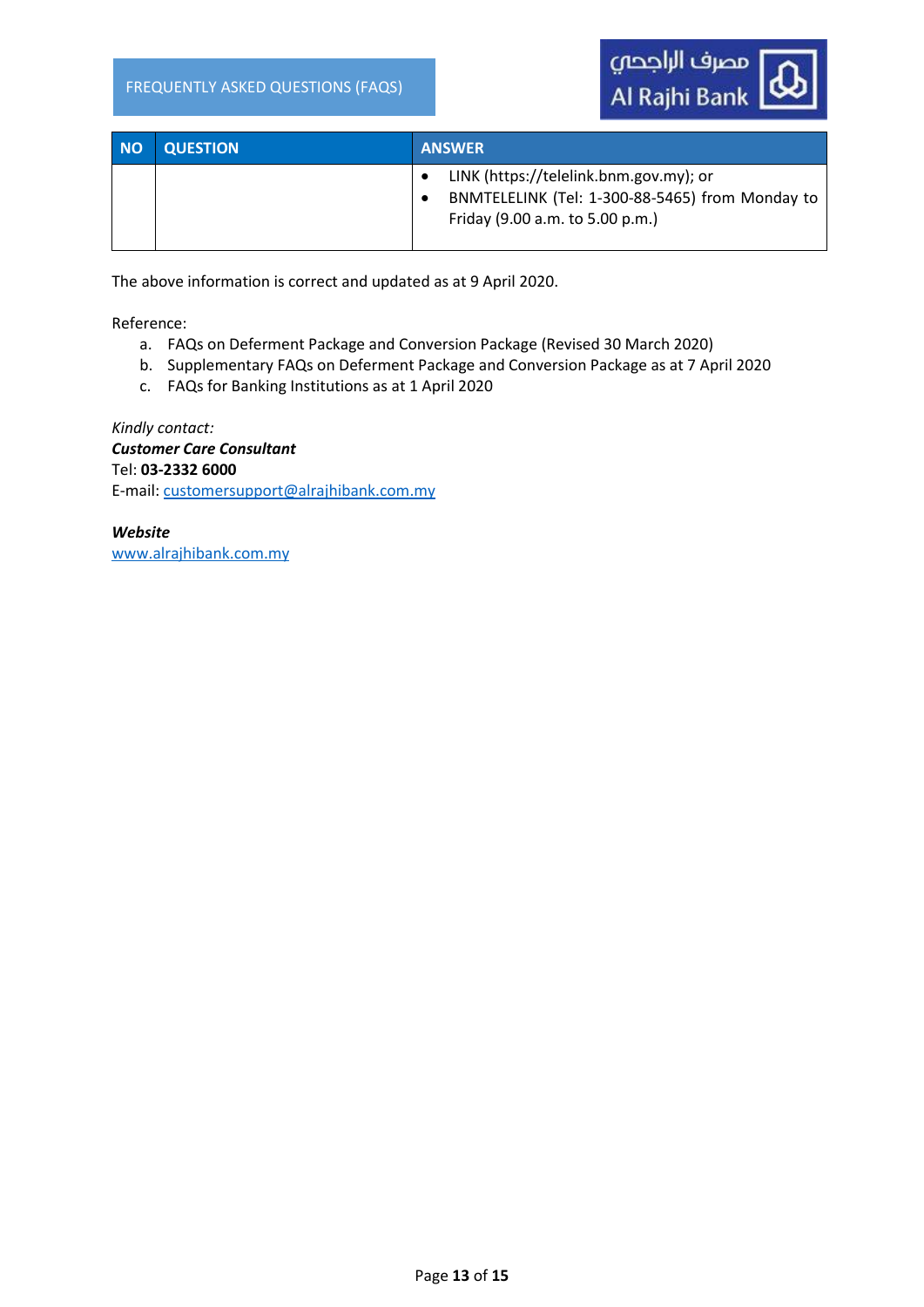| NO | QUESTION | ANSWER |
|---|---|---|
| | | • LINK (https://telelink.bnm.gov.my); or<br>• BNMTELELINK (Tel: 1-300-88-5465) from Monday to Friday (9.00 a.m. to 5.00 p.m.) |

The above information is correct and updated as at 9 April 2020.

Reference:

a. FAQs on Deferment Package and Conversion Package (Revised 30 March 2020)
b. Supplementary FAQs on Deferment Package and Conversion Package as at 7 April 2020
c. FAQs for Banking Institutions as at 1 April 2020

*Kindly contact:*
***Customer Care Consultant***
Tel: **03-2332 6000**
E-mail: customersupport@alrajhibank.com.my

***Website***
www.alrajhibank.com.my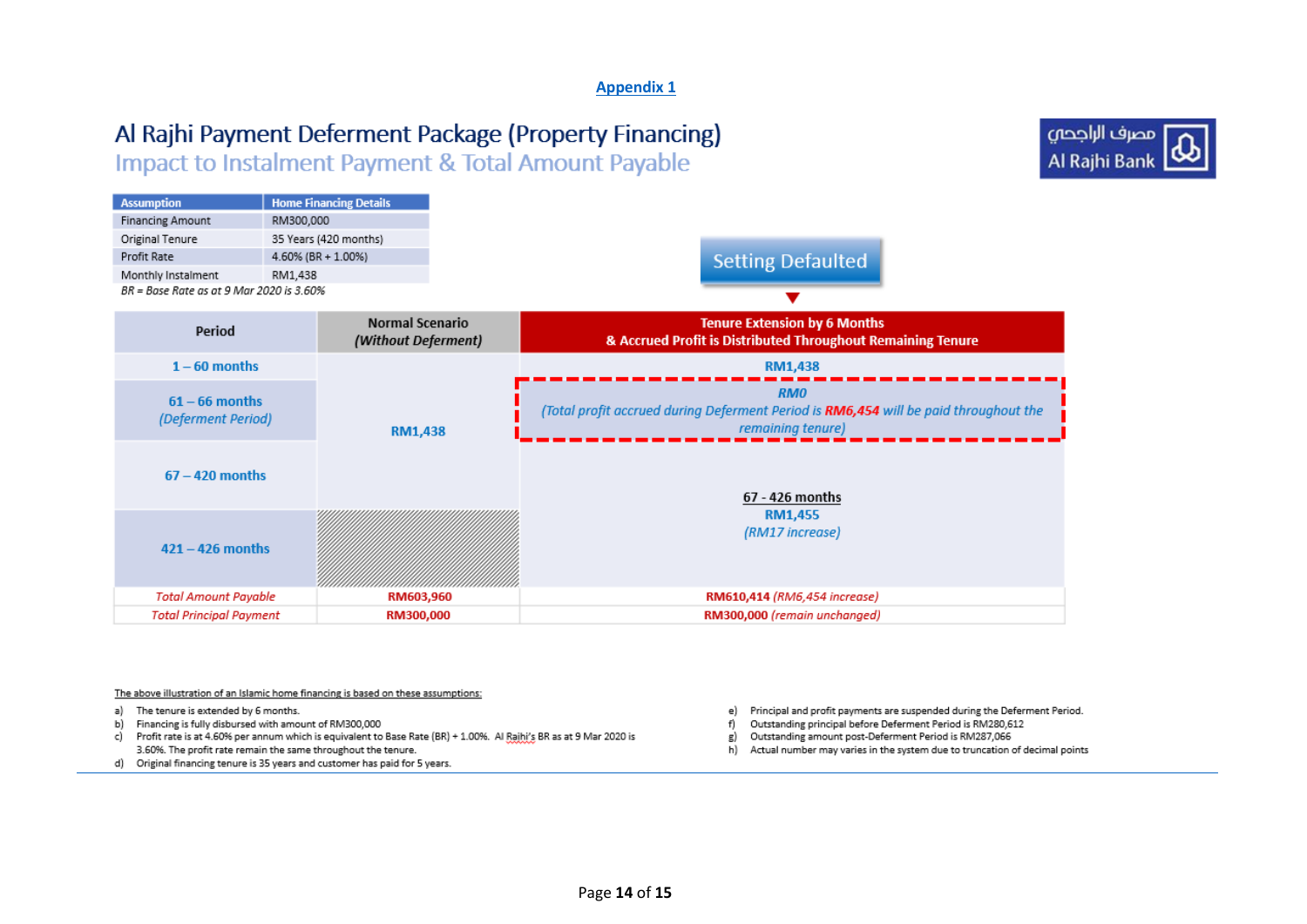Appendix 1

# Al Rajhi Payment Deferment Package (Property Financing)

## Impact to Instalment Payment & Total Amount Payable

مصرف الراجحي Al Rajhi Bank

| Assumption | Home Financing Details |
|---|---|
| Financing Amount | RM300,000 |
| Original Tenure | 35 Years (420 months) |
| Profit Rate | 4.60% (BR + 1.00%) |
| Monthly Instalment | RM1,438 |

*BR = Base Rate as at 9 Mar 2020 is 3.60%*

**Setting Defaulted**

| Period | Normal Scenario *(Without Deferment)* | Tenure Extension by 6 Months & Accrued Profit is Distributed Throughout Remaining Tenure |
|---|---|---|
| 1 – 60 months | RM1,438 | RM1,438 |
| 61 – 66 months *(Deferment Period)* | RM1,438 | *RM0 (Total profit accrued during Deferment Period is RM6,454 will be paid throughout the remaining tenure)* |
| 67 – 420 months | RM1,438 | 67 - 426 months RM1,455 *(RM17 increase)* |
| 421 – 426 months | | 67 - 426 months RM1,455 *(RM17 increase)* |
| *Total Amount Payable* | RM603,960 | RM610,414 *(RM6,454 increase)* |
| *Total Principal Payment* | RM300,000 | RM300,000 *(remain unchanged)* |

The above illustration of an Islamic home financing is based on these assumptions:

a) The tenure is extended by 6 months.
b) Financing is fully disbursed with amount of RM300,000
c) Profit rate is at 4.60% per annum which is equivalent to Base Rate (BR) + 1.00%. Al Rajhi's BR as at 9 Mar 2020 is 3.60%. The profit rate remain the same throughout the tenure.
d) Original financing tenure is 35 years and customer has paid for 5 years.
e) Principal and profit payments are suspended during the Deferment Period.
f) Outstanding principal before Deferment Period is RM280,612
g) Outstanding amount post-Deferment Period is RM287,066
h) Actual number may varies in the system due to truncation of decimal points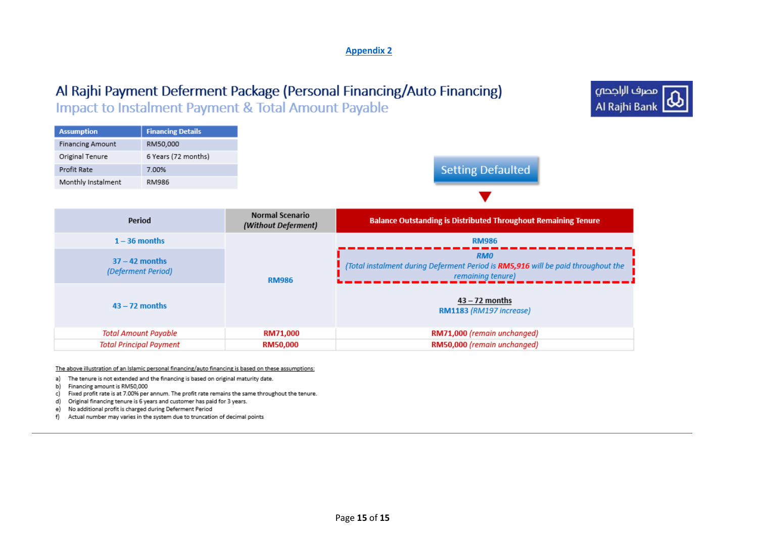**Appendix 2**

# Al Rajhi Payment Deferment Package (Personal Financing/Auto Financing)

## Impact to Instalment Payment & Total Amount Payable

مصرف الراجحي
Al Rajhi Bank

| Assumption | Financing Details |
|---|---|
| Financing Amount | RM50,000 |
| Original Tenure | 6 Years (72 months) |
| Profit Rate | 7.00% |
| Monthly Instalment | RM986 |

Setting Defaulted

| Period | Normal Scenario *(Without Deferment)* | Balance Outstanding is Distributed Throughout Remaining Tenure |
|---|---|---|
| 1 – 36 months | RM986 | RM986 |
| 37 – 42 months *(Deferment Period)* | RM986 | *RM0* *(Total instalment during Deferment Period is **RM5,916** will be paid throughout the remaining tenure)* |
| 43 – 72 months | RM986 | 43 – 72 months **RM1183** *(RM197 increase)* |
| *Total Amount Payable* | **RM71,000** | **RM71,000** *(remain unchanged)* |
| *Total Principal Payment* | **RM50,000** | **RM50,000** *(remain unchanged)* |

The above illustration of an Islamic personal financing/auto financing is based on these assumptions:

a) The tenure is not extended and the financing is based on original maturity date.
b) Financing amount is RM50,000
c) Fixed profit rate is at 7.00% per annum. The profit rate remains the same throughout the tenure.
d) Original financing tenure is 6 years and customer has paid for 3 years.
e) No additional profit is charged during Deferment Period
f) Actual number may varies in the system due to truncation of decimal points